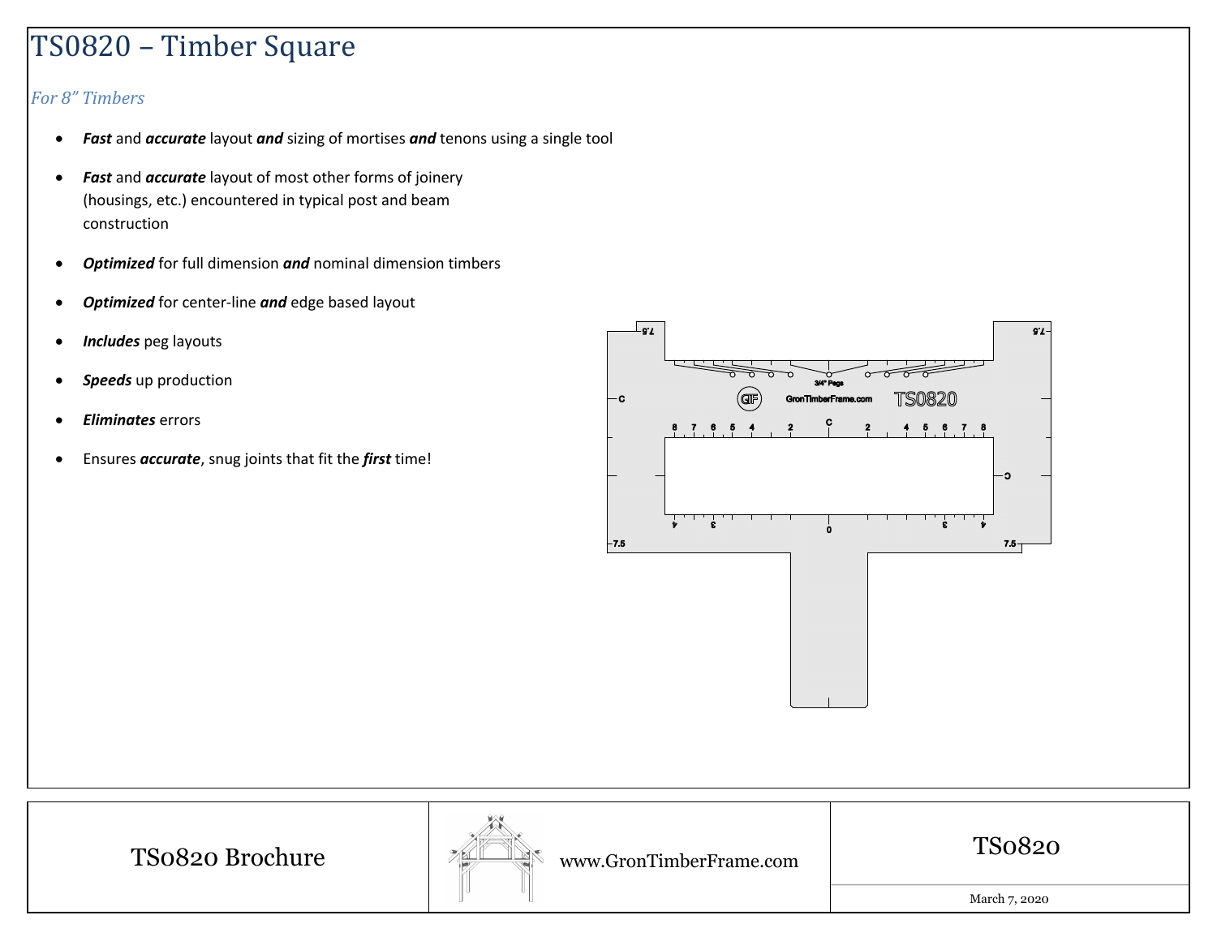# TS0820 – Timber Square

*For 8" Timbers*

- ***Fast*** and ***accurate*** layout ***and*** sizing of mortises ***and*** tenons using a single tool
- ***Fast*** and ***accurate*** layout of most other forms of joinery (housings, etc.) encountered in typical post and beam construction
- ***Optimized*** for full dimension ***and*** nominal dimension timbers
- ***Optimized*** for center-line ***and*** edge based layout
- ***Includes*** peg layouts
- ***Speeds*** up production
- ***Eliminates*** errors
- Ensures ***accurate***, snug joints that fit the ***first*** time!

| TS0820 Brochure | www.GronTimberFrame.com | TS0820 |
| --- | --- | --- |
| | | March 7, 2020 |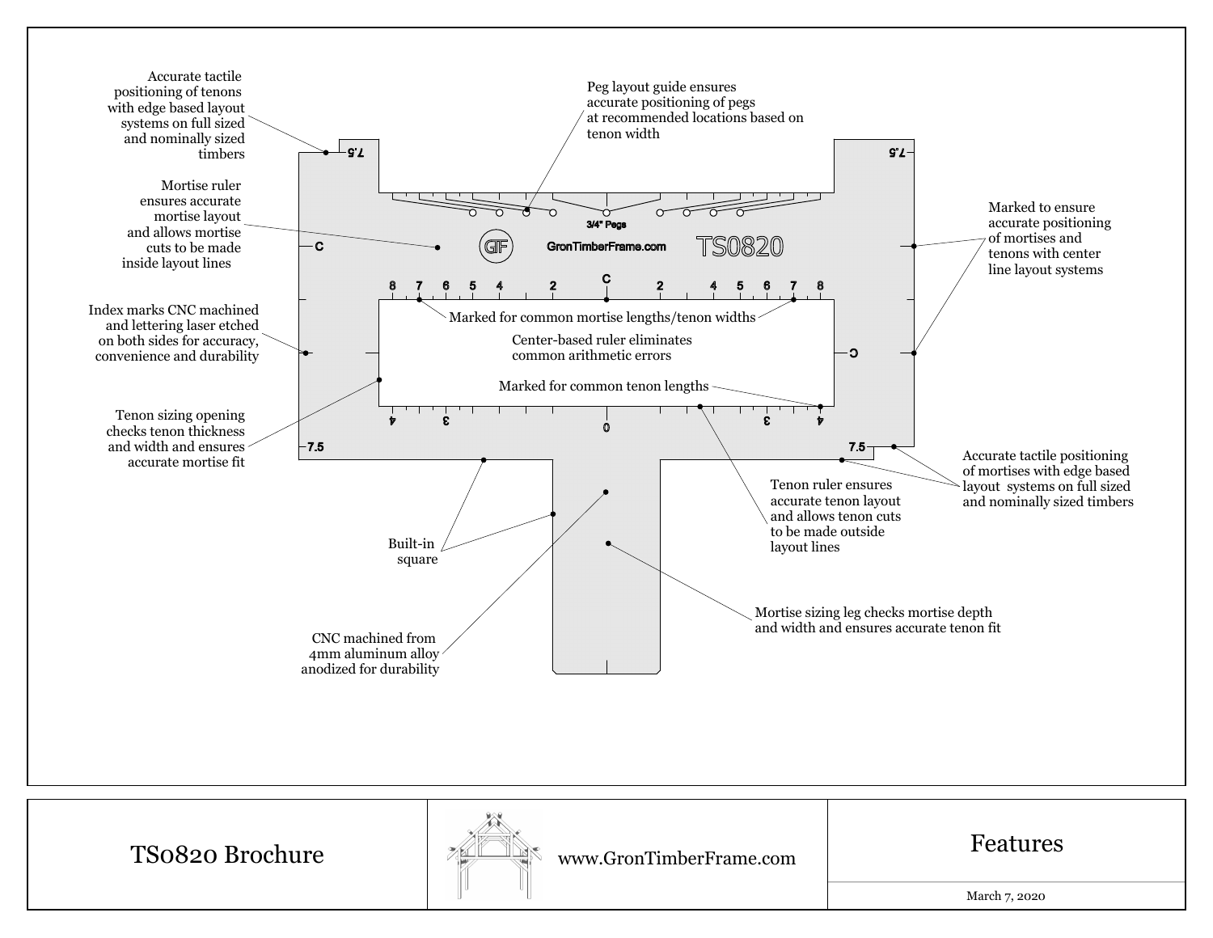Accurate tactile positioning of tenons with edge based layout systems on full sized and nominally sized timbers

Peg layout guide ensures accurate positioning of pegs at recommended locations based on tenon width

Mortise ruler ensures accurate mortise layout and allows mortise cuts to be made inside layout lines

Marked to ensure accurate positioning of mortises and tenons with center line layout systems

Index marks CNC machined and lettering laser etched on both sides for accuracy, convenience and durability

Marked for common mortise lengths/tenon widths

Center-based ruler eliminates common arithmetic errors

Marked for common tenon lengths

Tenon sizing opening checks tenon thickness and width and ensures accurate mortise fit

Accurate tactile positioning of mortises with edge based layout systems on full sized and nominally sized timbers

Tenon ruler ensures accurate tenon layout and allows tenon cuts to be made outside layout lines

Built-in square

Mortise sizing leg checks mortise depth and width and ensures accurate tenon fit

CNC machined from 4mm aluminum alloy anodized for durability

| TS0820 Brochure | www.GronTimberFrame.com | Features<br>March 7, 2020 |
|---|---|---|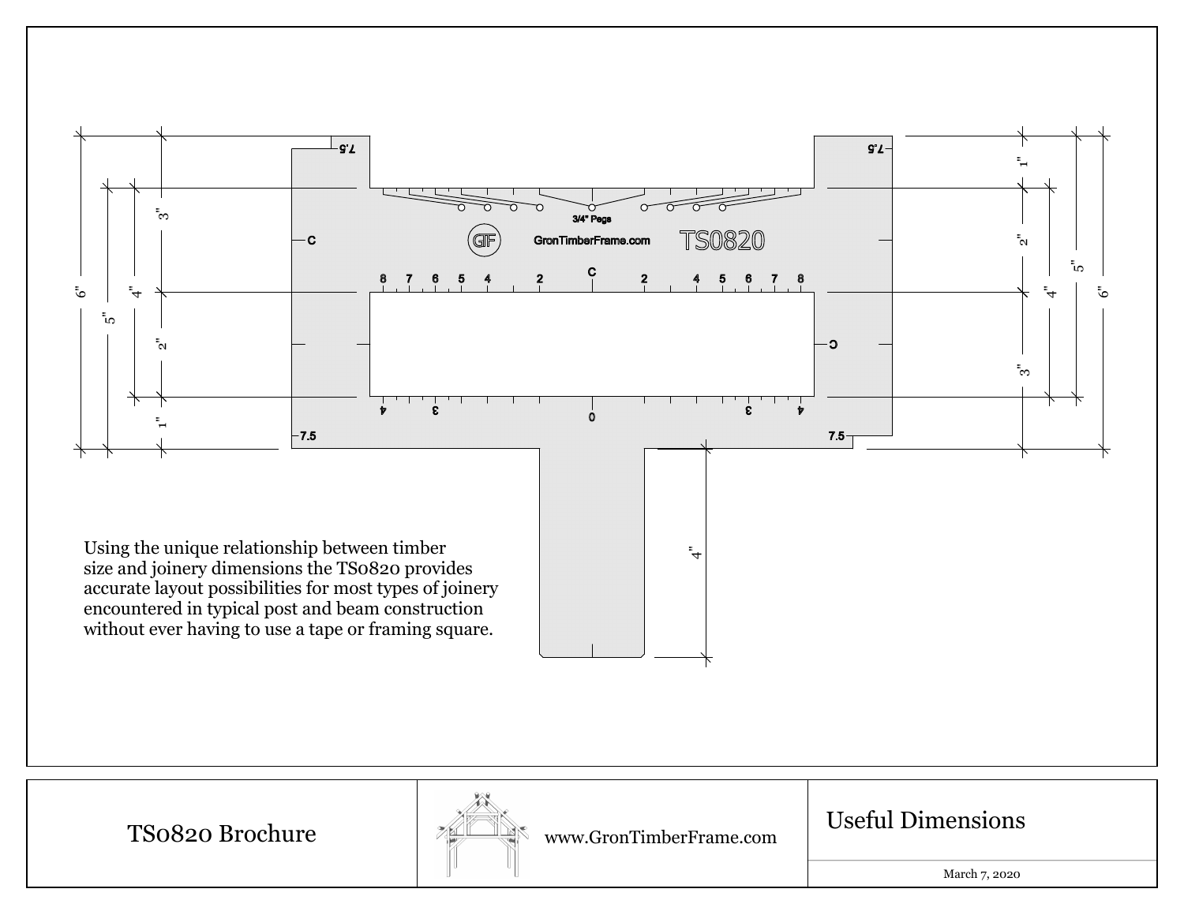7.5

7.5

3/4" Pegs

GTF GronTimberFrame.com TS0820

C

C

8 7 6 5 4 2 C 2 4 5 6 7 8

4 3 0 3 4

7.5

7.5

6"

5"

4"

3"

2"

1"

1"

2"

3"

4"

5"

6"

4"

Using the unique relationship between timber size and joinery dimensions the TS0820 provides accurate layout possibilities for most types of joinery encountered in typical post and beam construction without ever having to use a tape or framing square.

TS0820 Brochure

www.GronTimberFrame.com

Useful Dimensions

March 7, 2020